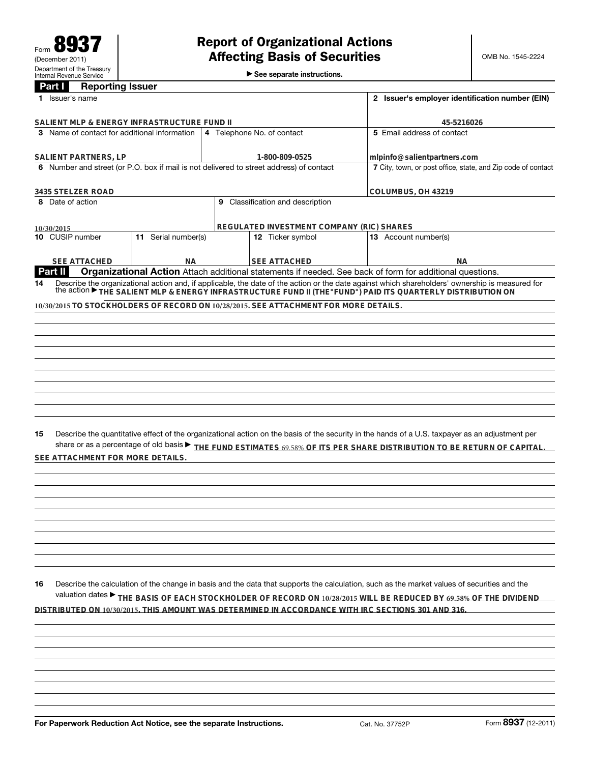Form **8937**
(December 2011)
Department of the Treasury
Internal Revenue Service

# Report of Organizational Actions Affecting Basis of Securities

► See separate instructions.

OMB No. 1545-2224

## Part I Reporting Issuer

| 1 Issuer's name | | | 2 Issuer's employer identification number (EIN) |
|---|---|---|---|
| SALIENT MLP & ENERGY INFRASTRUCTURE FUND II | | | 45-5216026 |
| 3 Name of contact for additional information | 4 Telephone No. of contact | | 5 Email address of contact |
| SALIENT PARTNERS, LP | 1-800-809-0525 | | mlpinfo@salientpartners.com |
| 6 Number and street (or P.O. box if mail is not delivered to street address) of contact | | | 7 City, town, or post office, state, and Zip code of contact |
| 3435 STELZER ROAD | | | COLUMBUS, OH 43219 |
| 8 Date of action | 9 Classification and description | | |
| 10/30/2015 | REGULATED INVESTMENT COMPANY (RIC) SHARES | | |
| 10 CUSIP number | 11 Serial number(s) | 12 Ticker symbol | 13 Account number(s) |
| SEE ATTACHED | NA | SEE ATTACHED | NA |

## Part II Organizational Action

Attach additional statements if needed. See back of form for additional questions.

**14** Describe the organizational action and, if applicable, the date of the action or the date against which shareholders' ownership is measured for the action ► THE SALIENT MLP & ENERGY INFRASTRUCTURE FUND II (THE "FUND") PAID ITS QUARTERLY DISTRIBUTION ON 10/30/2015 TO STOCKHOLDERS OF RECORD ON 10/28/2015. SEE ATTACHMENT FOR MORE DETAILS.

**15** Describe the quantitative effect of the organizational action on the basis of the security in the hands of a U.S. taxpayer as an adjustment per share or as a percentage of old basis ► THE FUND ESTIMATES 69.58% OF ITS PER SHARE DISTRIBUTION TO BE RETURN OF CAPITAL. SEE ATTACHMENT FOR MORE DETAILS.

**16** Describe the calculation of the change in basis and the data that supports the calculation, such as the market values of securities and the valuation dates ► THE BASIS OF EACH STOCKHOLDER OF RECORD ON 10/28/2015 WILL BE REDUCED BY 69.58% OF THE DIVIDEND DISTRIBUTED ON 10/30/2015. THIS AMOUNT WAS DETERMINED IN ACCORDANCE WITH IRC SECTIONS 301 AND 316.

For Paperwork Reduction Act Notice, see the separate Instructions. Cat. No. 37752P Form **8937** (12-2011)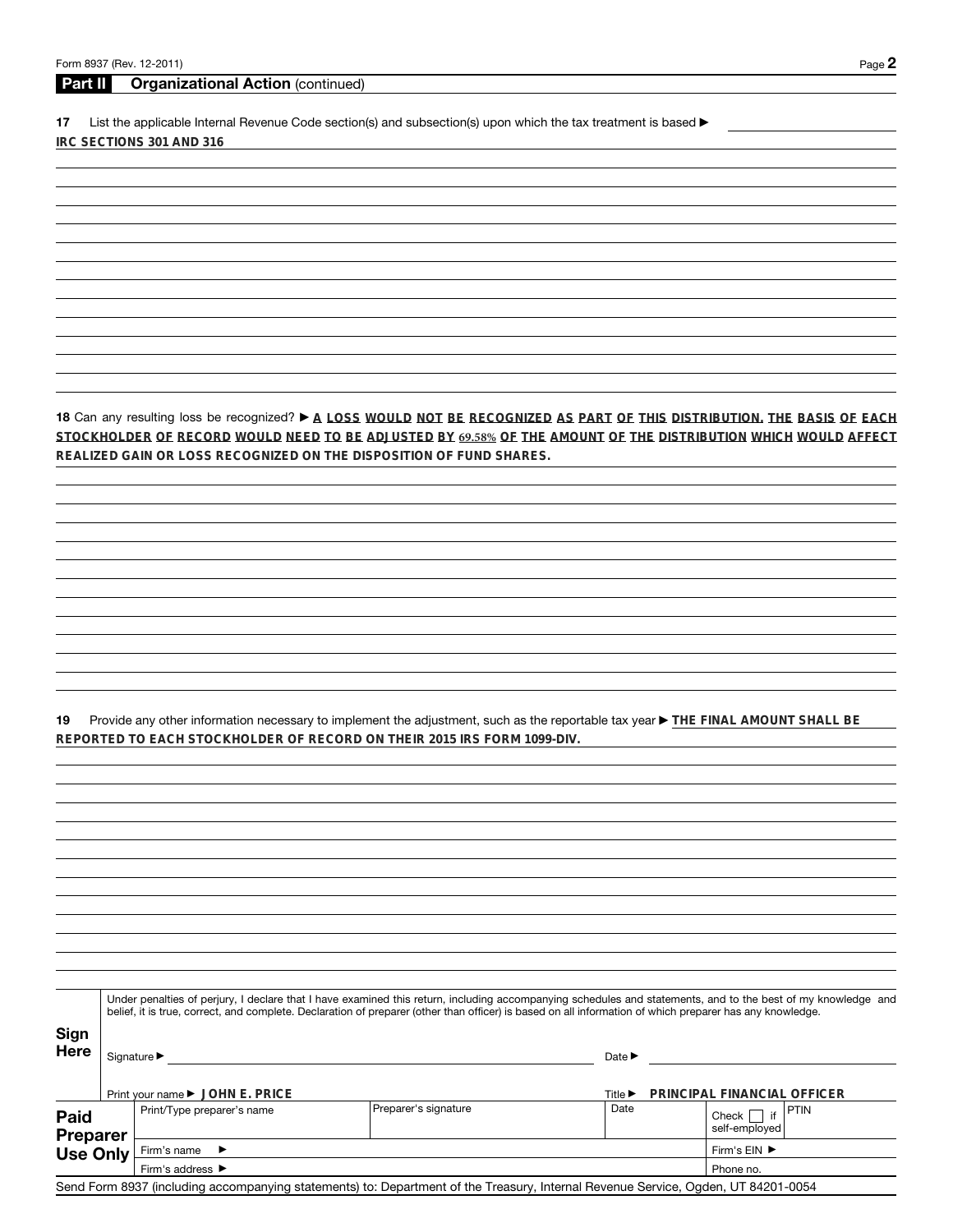## Part II Organizational Action (continued)

**17** List the applicable Internal Revenue Code section(s) and subsection(s) upon which the tax treatment is based ►

**IRC SECTIONS 301 AND 316**

**18** Can any resulting loss be recognized? ► **A LOSS WOULD NOT BE RECOGNIZED AS PART OF THIS DISTRIBUTION. THE BASIS OF EACH STOCKHOLDER OF RECORD WOULD NEED TO BE ADJUSTED BY 69.58% OF THE AMOUNT OF THE DISTRIBUTION WHICH WOULD AFFECT REALIZED GAIN OR LOSS RECOGNIZED ON THE DISPOSITION OF FUND SHARES.**

**19** Provide any other information necessary to implement the adjustment, such as the reportable tax year ► **THE FINAL AMOUNT SHALL BE REPORTED TO EACH STOCKHOLDER OF RECORD ON THEIR 2015 IRS FORM 1099-DIV.**

**Sign Here**

Under penalties of perjury, I declare that I have examined this return, including accompanying schedules and statements, and to the best of my knowledge and belief, it is true, correct, and complete. Declaration of preparer (other than officer) is based on all information of which preparer has any knowledge.

Signature ► Date ►

Print your name ► **JOHN E. PRICE** Title ► **PRINCIPAL FINANCIAL OFFICER**

| **Paid Preparer Use Only** | Print/Type preparer's name | Preparer's signature | Date | Check ☐ if self-employed | PTIN |
|---|---|---|---|---|---|
| | Firm's name ► | | | Firm's EIN ► | |
| | Firm's address ► | | | Phone no. | |

Send Form 8937 (including accompanying statements) to: Department of the Treasury, Internal Revenue Service, Ogden, UT 84201-0054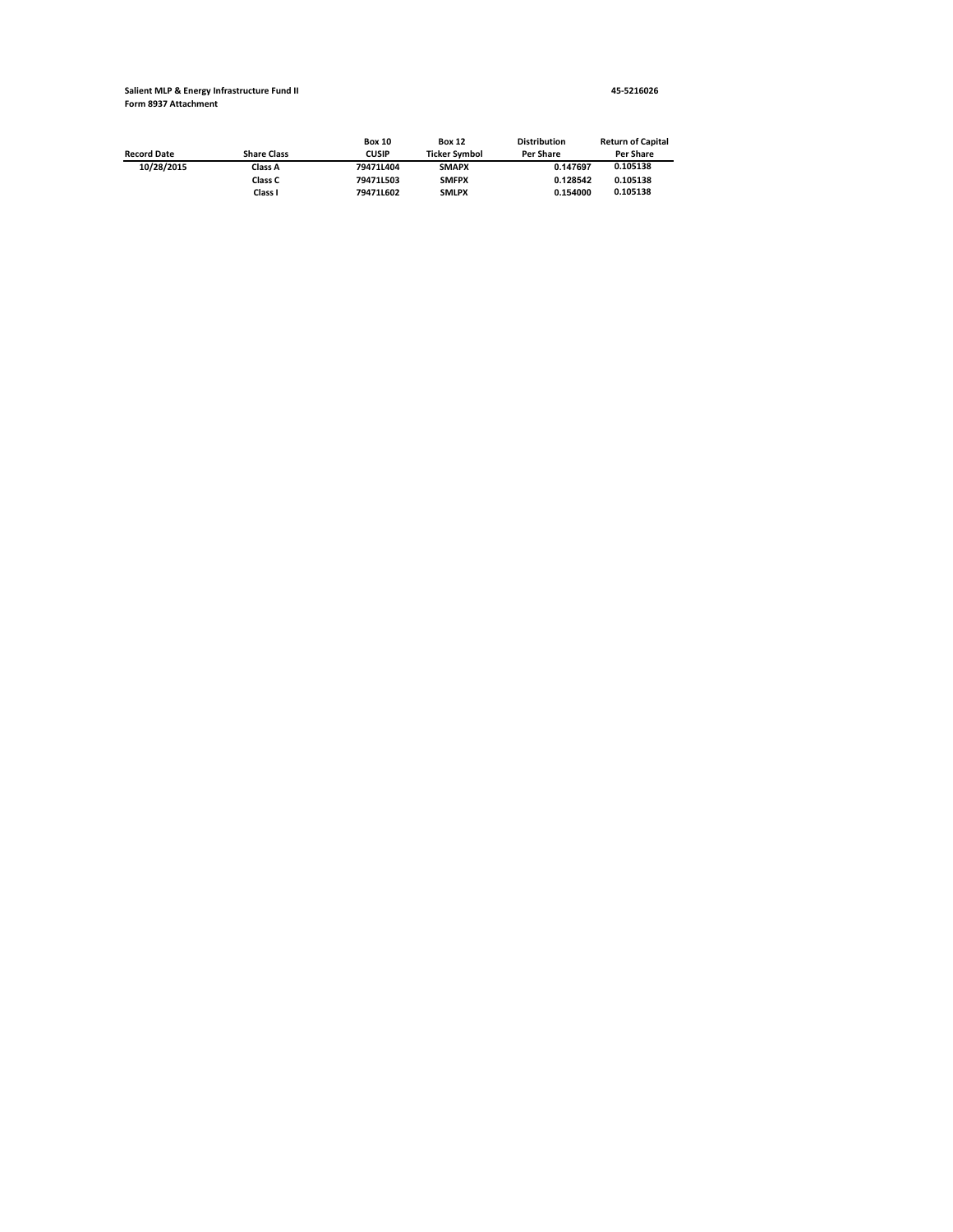**Salient MLP & Energy Infrastructure Fund II** **45-5216026**
**Form 8937 Attachment**

| Record Date | Share Class | Box 10 CUSIP | Box 12 Ticker Symbol | Distribution Per Share | Return of Capital Per Share |
|---|---|---|---|---|---|
| 10/28/2015 | Class A | 79471L404 | SMAPX | 0.147697 | 0.105138 |
| | Class C | 79471L503 | SMFPX | 0.128542 | 0.105138 |
| | Class I | 79471L602 | SMLPX | 0.154000 | 0.105138 |